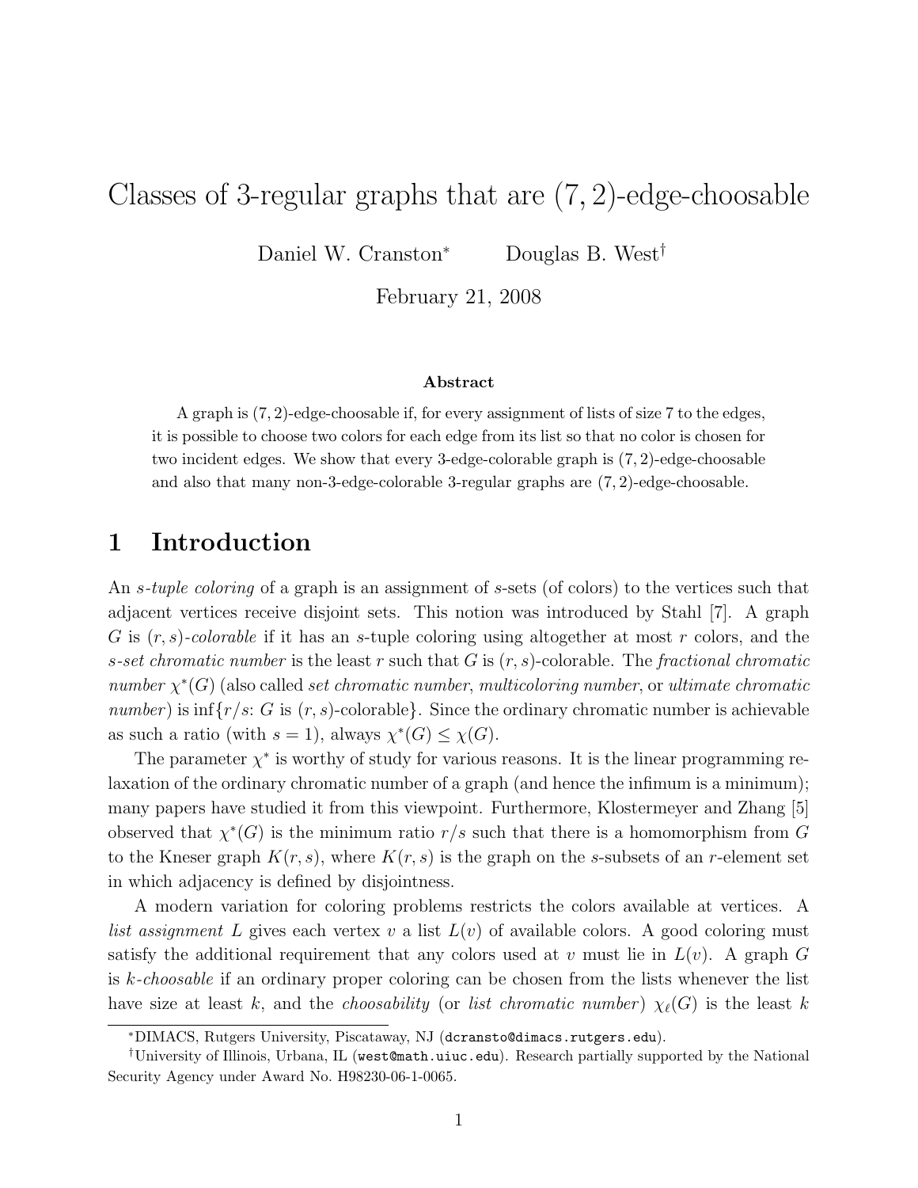# Classes of 3-regular graphs that are $(7, 2)$-edge-choosable

Daniel W. Cranston[*] Douglas B. West[†]

February 21, 2008

### Abstract

A graph is $(7, 2)$-edge-choosable if, for every assignment of lists of size 7 to the edges, it is possible to choose two colors for each edge from its list so that no color is chosen for two incident edges. We show that every 3-edge-colorable graph is $(7, 2)$-edge-choosable and also that many non-3-edge-colorable 3-regular graphs are $(7, 2)$-edge-choosable.

## 1 Introduction

An *s-tuple coloring* of a graph is an assignment of $s$-sets (of colors) to the vertices such that adjacent vertices receive disjoint sets. This notion was introduced by Stahl [7]. A graph $G$ is *$(r, s)$-colorable* if it has an $s$-tuple coloring using altogether at most $r$ colors, and the *$s$-set chromatic number* is the least $r$ such that $G$ is $(r, s)$-colorable. The *fractional chromatic number* $\chi^*(G)$ (also called *set chromatic number*, *multicoloring number*, or *ultimate chromatic number*) is $\inf\{r/s\colon G \text{ is } (r, s)\text{-colorable}\}$. Since the ordinary chromatic number is achievable as such a ratio (with $s = 1$), always $\chi^*(G) \le \chi(G)$.

The parameter $\chi^*$ is worthy of study for various reasons. It is the linear programming relaxation of the ordinary chromatic number of a graph (and hence the infimum is a minimum); many papers have studied it from this viewpoint. Furthermore, Klostermeyer and Zhang [5] observed that $\chi^*(G)$ is the minimum ratio $r/s$ such that there is a homomorphism from $G$ to the Kneser graph $K(r, s)$, where $K(r, s)$ is the graph on the $s$-subsets of an $r$-element set in which adjacency is defined by disjointness.

A modern variation for coloring problems restricts the colors available at vertices. A *list assignment* $L$ gives each vertex $v$ a list $L(v)$ of available colors. A good coloring must satisfy the additional requirement that any colors used at $v$ must lie in $L(v)$. A graph $G$ is *$k$-choosable* if an ordinary proper coloring can be chosen from the lists whenever the list have size at least $k$, and the *choosability* (or *list chromatic number*) $\chi_\ell(G)$ is the least $k$

---

[*] DIMACS, Rutgers University, Piscataway, NJ (dcransto@dimacs.rutgers.edu).

[†] University of Illinois, Urbana, IL (west@math.uiuc.edu). Research partially supported by the National Security Agency under Award No. H98230-06-1-0065.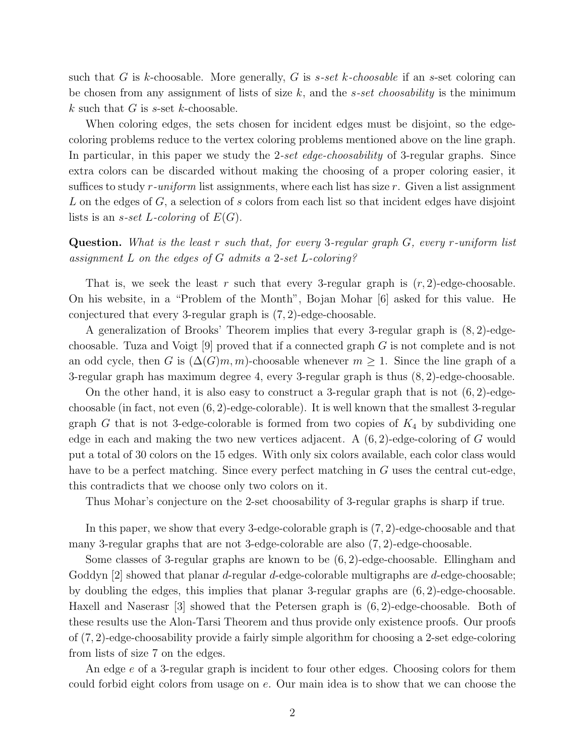such that $G$ is $k$-choosable. More generally, $G$ is *$s$-set $k$-choosable* if an $s$-set coloring can be chosen from any assignment of lists of size $k$, and the *$s$-set choosability* is the minimum $k$ such that $G$ is $s$-set $k$-choosable.

When coloring edges, the sets chosen for incident edges must be disjoint, so the edge-coloring problems reduce to the vertex coloring problems mentioned above on the line graph. In particular, in this paper we study the *2-set edge-choosability* of 3-regular graphs. Since extra colors can be discarded without making the choosing of a proper coloring easier, it suffices to study *$r$-uniform* list assignments, where each list has size $r$. Given a list assignment $L$ on the edges of $G$, a selection of $s$ colors from each list so that incident edges have disjoint lists is an *$s$-set $L$-coloring* of $E(G)$.

**Question.** *What is the least $r$ such that, for every 3-regular graph $G$, every $r$-uniform list assignment $L$ on the edges of $G$ admits a 2-set $L$-coloring?*

That is, we seek the least $r$ such that every 3-regular graph is $(r, 2)$-edge-choosable. On his website, in a "Problem of the Month", Bojan Mohar [6] asked for this value. He conjectured that every 3-regular graph is $(7, 2)$-edge-choosable.

A generalization of Brooks' Theorem implies that every 3-regular graph is $(8, 2)$-edge-choosable. Tuza and Voigt [9] proved that if a connected graph $G$ is not complete and is not an odd cycle, then $G$ is $(\Delta(G)m, m)$-choosable whenever $m \geq 1$. Since the line graph of a 3-regular graph has maximum degree 4, every 3-regular graph is thus $(8, 2)$-edge-choosable.

On the other hand, it is also easy to construct a 3-regular graph that is not $(6, 2)$-edge-choosable (in fact, not even $(6, 2)$-edge-colorable). It is well known that the smallest 3-regular graph $G$ that is not 3-edge-colorable is formed from two copies of $K_4$ by subdividing one edge in each and making the two new vertices adjacent. A $(6, 2)$-edge-coloring of $G$ would put a total of 30 colors on the 15 edges. With only six colors available, each color class would have to be a perfect matching. Since every perfect matching in $G$ uses the central cut-edge, this contradicts that we choose only two colors on it.

Thus Mohar's conjecture on the 2-set choosability of 3-regular graphs is sharp if true.

In this paper, we show that every 3-edge-colorable graph is $(7, 2)$-edge-choosable and that many 3-regular graphs that are not 3-edge-colorable are also $(7, 2)$-edge-choosable.

Some classes of 3-regular graphs are known to be $(6, 2)$-edge-choosable. Ellingham and Goddyn [2] showed that planar $d$-regular $d$-edge-colorable multigraphs are $d$-edge-choosable; by doubling the edges, this implies that planar 3-regular graphs are $(6, 2)$-edge-choosable. Haxell and Naserasr [3] showed that the Petersen graph is $(6, 2)$-edge-choosable. Both of these results use the Alon-Tarsi Theorem and thus provide only existence proofs. Our proofs of $(7, 2)$-edge-choosability provide a fairly simple algorithm for choosing a 2-set edge-coloring from lists of size 7 on the edges.

An edge $e$ of a 3-regular graph is incident to four other edges. Choosing colors for them could forbid eight colors from usage on $e$. Our main idea is to show that we can choose the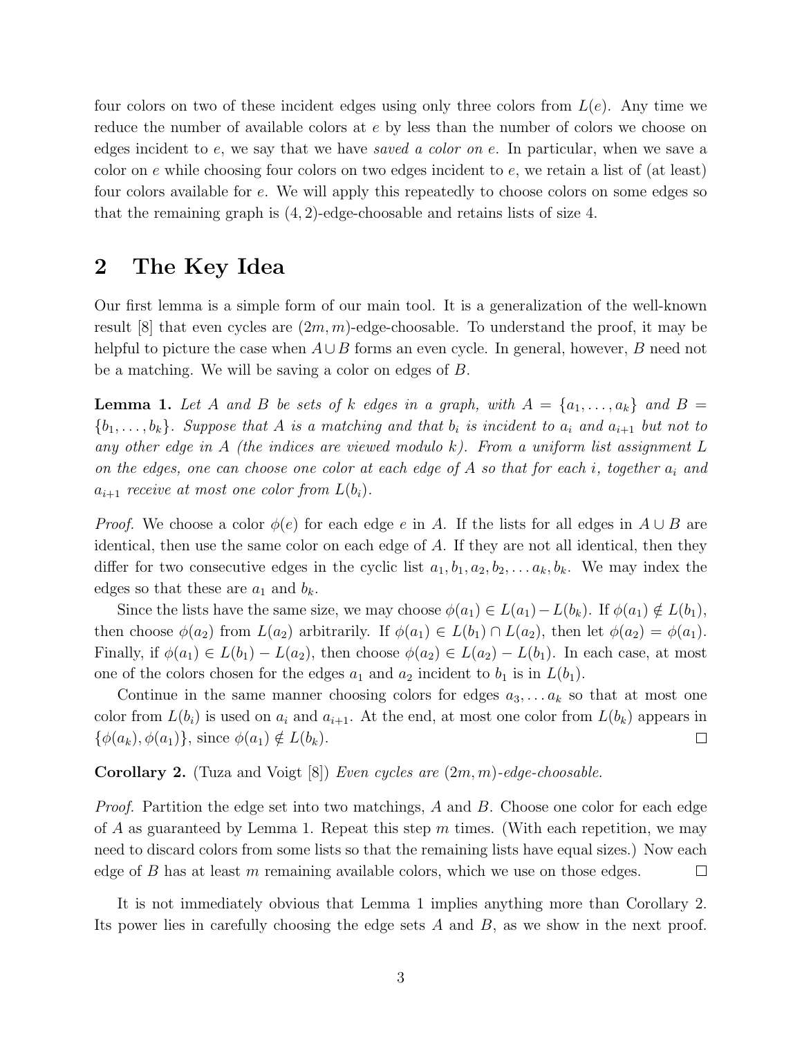four colors on two of these incident edges using only three colors from $L(e)$. Any time we reduce the number of available colors at $e$ by less than the number of colors we choose on edges incident to $e$, we say that we have *saved a color on* $e$. In particular, when we save a color on $e$ while choosing four colors on two edges incident to $e$, we retain a list of (at least) four colors available for $e$. We will apply this repeatedly to choose colors on some edges so that the remaining graph is $(4, 2)$-edge-choosable and retains lists of size 4.

## 2 The Key Idea

Our first lemma is a simple form of our main tool. It is a generalization of the well-known result [8] that even cycles are $(2m, m)$-edge-choosable. To understand the proof, it may be helpful to picture the case when $A \cup B$ forms an even cycle. In general, however, $B$ need not be a matching. We will be saving a color on edges of $B$.

**Lemma 1.** *Let $A$ and $B$ be sets of $k$ edges in a graph, with $A = \{a_1, \ldots, a_k\}$ and $B = \{b_1, \ldots, b_k\}$. Suppose that $A$ is a matching and that $b_i$ is incident to $a_i$ and $a_{i+1}$ but not to any other edge in $A$ (the indices are viewed modulo $k$). From a uniform list assignment $L$ on the edges, one can choose one color at each edge of $A$ so that for each $i$, together $a_i$ and $a_{i+1}$ receive at most one color from $L(b_i)$.*

*Proof.* We choose a color $\phi(e)$ for each edge $e$ in $A$. If the lists for all edges in $A \cup B$ are identical, then use the same color on each edge of $A$. If they are not all identical, then they differ for two consecutive edges in the cyclic list $a_1, b_1, a_2, b_2, \ldots a_k, b_k$. We may index the edges so that these are $a_1$ and $b_k$.

Since the lists have the same size, we may choose $\phi(a_1) \in L(a_1) - L(b_k)$. If $\phi(a_1) \notin L(b_1)$, then choose $\phi(a_2)$ from $L(a_2)$ arbitrarily. If $\phi(a_1) \in L(b_1) \cap L(a_2)$, then let $\phi(a_2) = \phi(a_1)$. Finally, if $\phi(a_1) \in L(b_1) - L(a_2)$, then choose $\phi(a_2) \in L(a_2) - L(b_1)$. In each case, at most one of the colors chosen for the edges $a_1$ and $a_2$ incident to $b_1$ is in $L(b_1)$.

Continue in the same manner choosing colors for edges $a_3, \ldots a_k$ so that at most one color from $L(b_i)$ is used on $a_i$ and $a_{i+1}$. At the end, at most one color from $L(b_k)$ appears in $\{\phi(a_k), \phi(a_1)\}$, since $\phi(a_1) \notin L(b_k)$. $\square$

**Corollary 2.** (Tuza and Voigt [8]) *Even cycles are $(2m, m)$-edge-choosable.*

*Proof.* Partition the edge set into two matchings, $A$ and $B$. Choose one color for each edge of $A$ as guaranteed by Lemma 1. Repeat this step $m$ times. (With each repetition, we may need to discard colors from some lists so that the remaining lists have equal sizes.) Now each edge of $B$ has at least $m$ remaining available colors, which we use on those edges. $\square$

It is not immediately obvious that Lemma 1 implies anything more than Corollary 2. Its power lies in carefully choosing the edge sets $A$ and $B$, as we show in the next proof.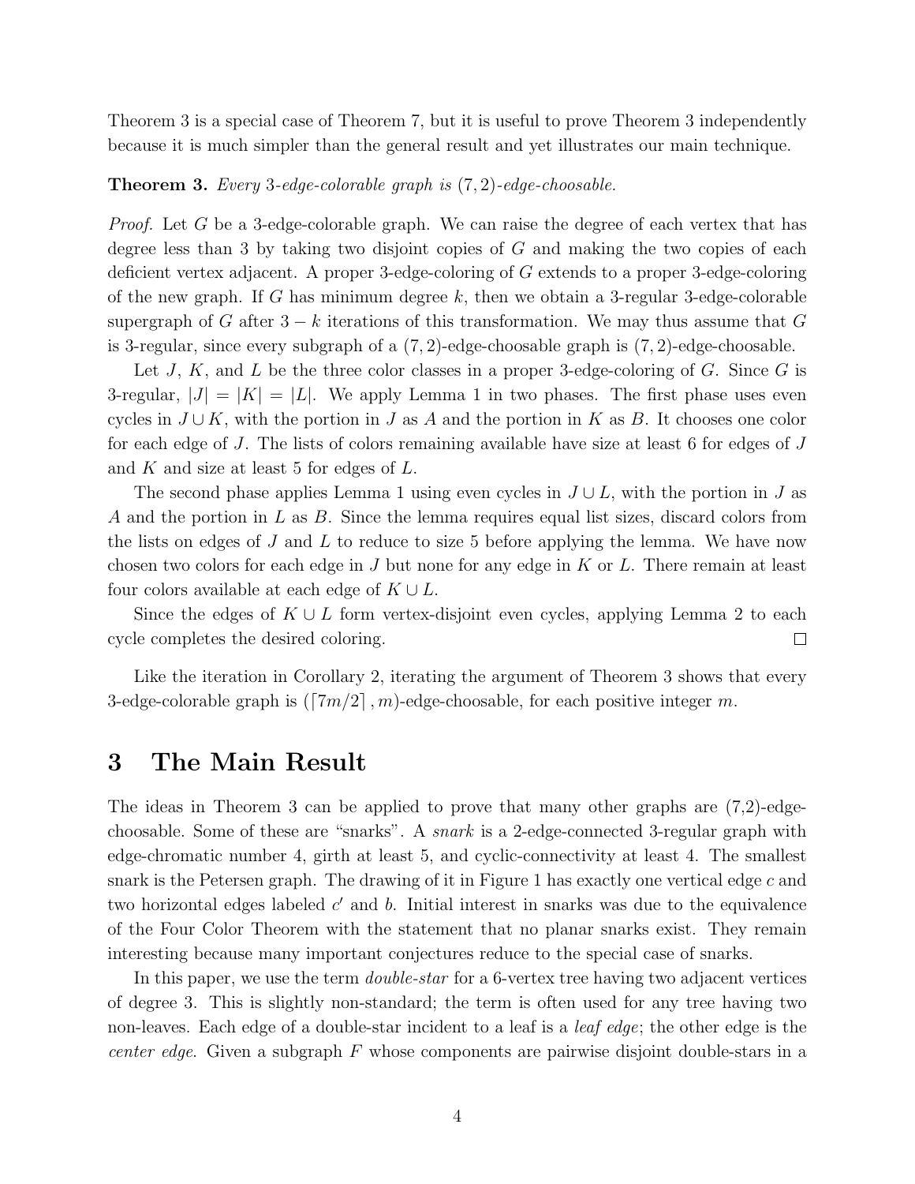Theorem 3 is a special case of Theorem 7, but it is useful to prove Theorem 3 independently because it is much simpler than the general result and yet illustrates our main technique.

**Theorem 3.** *Every 3-edge-colorable graph is $(7, 2)$-edge-choosable.*

*Proof.* Let $G$ be a 3-edge-colorable graph. We can raise the degree of each vertex that has degree less than 3 by taking two disjoint copies of $G$ and making the two copies of each deficient vertex adjacent. A proper 3-edge-coloring of $G$ extends to a proper 3-edge-coloring of the new graph. If $G$ has minimum degree $k$, then we obtain a 3-regular 3-edge-colorable supergraph of $G$ after $3 - k$ iterations of this transformation. We may thus assume that $G$ is 3-regular, since every subgraph of a $(7, 2)$-edge-choosable graph is $(7, 2)$-edge-choosable.

Let $J$, $K$, and $L$ be the three color classes in a proper 3-edge-coloring of $G$. Since $G$ is 3-regular, $|J| = |K| = |L|$. We apply Lemma 1 in two phases. The first phase uses even cycles in $J \cup K$, with the portion in $J$ as $A$ and the portion in $K$ as $B$. It chooses one color for each edge of $J$. The lists of colors remaining available have size at least 6 for edges of $J$ and $K$ and size at least 5 for edges of $L$.

The second phase applies Lemma 1 using even cycles in $J \cup L$, with the portion in $J$ as $A$ and the portion in $L$ as $B$. Since the lemma requires equal list sizes, discard colors from the lists on edges of $J$ and $L$ to reduce to size 5 before applying the lemma. We have now chosen two colors for each edge in $J$ but none for any edge in $K$ or $L$. There remain at least four colors available at each edge of $K \cup L$.

Since the edges of $K \cup L$ form vertex-disjoint even cycles, applying Lemma 2 to each cycle completes the desired coloring. □

Like the iteration in Corollary 2, iterating the argument of Theorem 3 shows that every 3-edge-colorable graph is $(\lceil 7m/2 \rceil, m)$-edge-choosable, for each positive integer $m$.

# 3 The Main Result

The ideas in Theorem 3 can be applied to prove that many other graphs are (7,2)-edge-choosable. Some of these are "snarks". A *snark* is a 2-edge-connected 3-regular graph with edge-chromatic number 4, girth at least 5, and cyclic-connectivity at least 4. The smallest snark is the Petersen graph. The drawing of it in Figure 1 has exactly one vertical edge $c$ and two horizontal edges labeled $c'$ and $b$. Initial interest in snarks was due to the equivalence of the Four Color Theorem with the statement that no planar snarks exist. They remain interesting because many important conjectures reduce to the special case of snarks.

In this paper, we use the term *double-star* for a 6-vertex tree having two adjacent vertices of degree 3. This is slightly non-standard; the term is often used for any tree having two non-leaves. Each edge of a double-star incident to a leaf is a *leaf edge*; the other edge is the *center edge*. Given a subgraph $F$ whose components are pairwise disjoint double-stars in a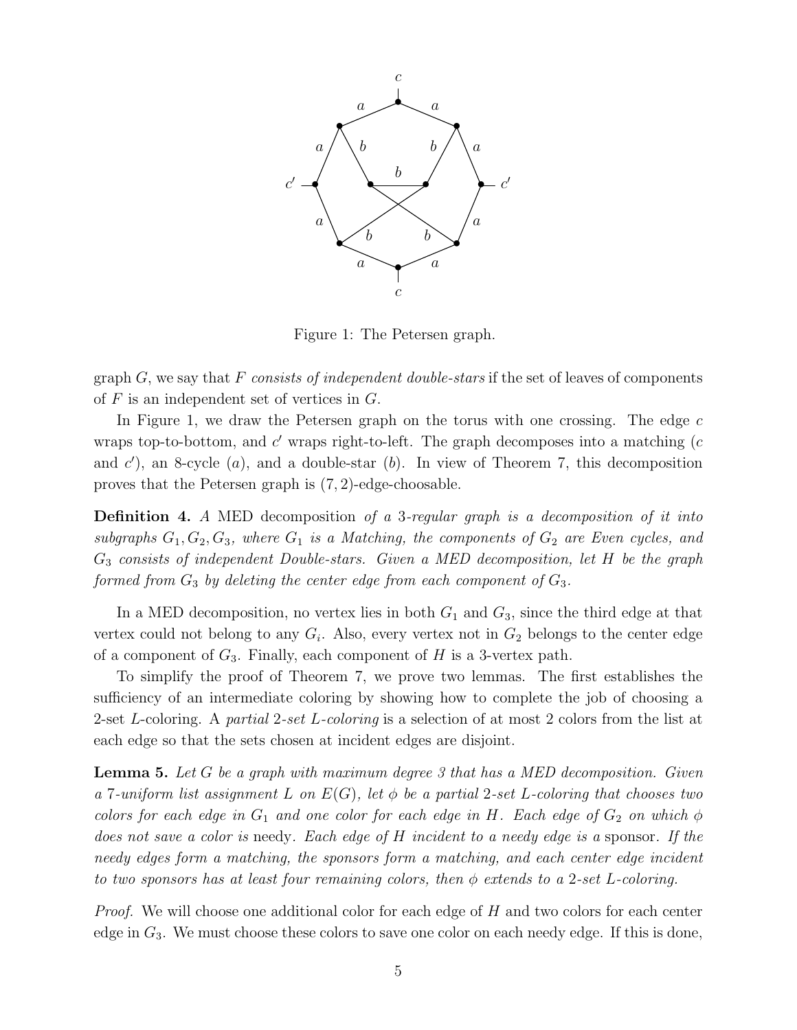Figure 1: The Petersen graph.

graph $G$, we say that $F$ *consists of independent double-stars* if the set of leaves of components of $F$ is an independent set of vertices in $G$.

In Figure 1, we draw the Petersen graph on the torus with one crossing. The edge $c$ wraps top-to-bottom, and $c'$ wraps right-to-left. The graph decomposes into a matching ($c$ and $c'$), an 8-cycle ($a$), and a double-star ($b$). In view of Theorem 7, this decomposition proves that the Petersen graph is $(7,2)$-edge-choosable.

**Definition 4.** *A* MED decomposition *of a 3-regular graph is a decomposition of it into subgraphs $G_1, G_2, G_3$, where $G_1$ is a Matching, the components of $G_2$ are Even cycles, and $G_3$ consists of independent Double-stars. Given a MED decomposition, let $H$ be the graph formed from $G_3$ by deleting the center edge from each component of $G_3$.*

In a MED decomposition, no vertex lies in both $G_1$ and $G_3$, since the third edge at that vertex could not belong to any $G_i$. Also, every vertex not in $G_2$ belongs to the center edge of a component of $G_3$. Finally, each component of $H$ is a 3-vertex path.

To simplify the proof of Theorem 7, we prove two lemmas. The first establishes the sufficiency of an intermediate coloring by showing how to complete the job of choosing a 2-set $L$-coloring. A *partial 2-set L-coloring* is a selection of at most 2 colors from the list at each edge so that the sets chosen at incident edges are disjoint.

**Lemma 5.** *Let $G$ be a graph with maximum degree 3 that has a MED decomposition. Given a 7-uniform list assignment $L$ on $E(G)$, let $\phi$ be a partial 2-set $L$-coloring that chooses two colors for each edge in $G_1$ and one color for each edge in $H$. Each edge of $G_2$ on which $\phi$ does not save a color is* needy*. Each edge of $H$ incident to a needy edge is a* sponsor*. If the needy edges form a matching, the sponsors form a matching, and each center edge incident to two sponsors has at least four remaining colors, then $\phi$ extends to a 2-set $L$-coloring.*

*Proof.* We will choose one additional color for each edge of $H$ and two colors for each center edge in $G_3$. We must choose these colors to save one color on each needy edge. If this is done,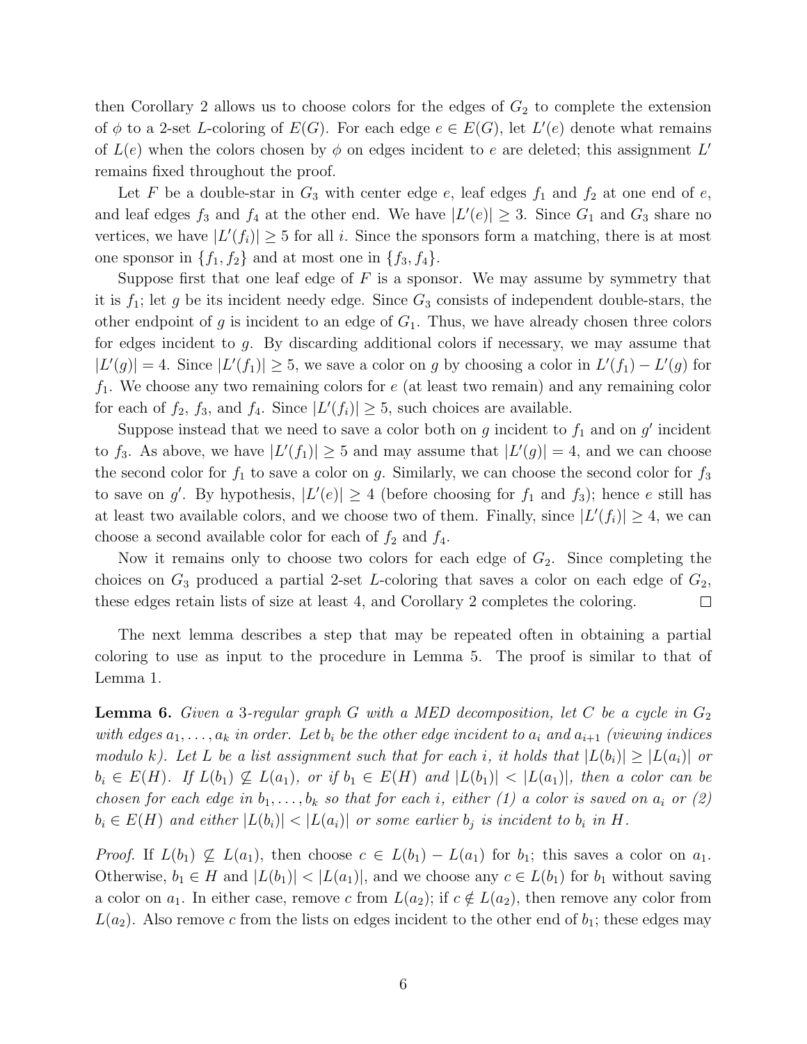then Corollary 2 allows us to choose colors for the edges of $G_2$ to complete the extension of $\phi$ to a 2-set $L$-coloring of $E(G)$. For each edge $e \in E(G)$, let $L'(e)$ denote what remains of $L(e)$ when the colors chosen by $\phi$ on edges incident to $e$ are deleted; this assignment $L'$ remains fixed throughout the proof.

Let $F$ be a double-star in $G_3$ with center edge $e$, leaf edges $f_1$ and $f_2$ at one end of $e$, and leaf edges $f_3$ and $f_4$ at the other end. We have $|L'(e)| \geq 3$. Since $G_1$ and $G_3$ share no vertices, we have $|L'(f_i)| \geq 5$ for all $i$. Since the sponsors form a matching, there is at most one sponsor in $\{f_1, f_2\}$ and at most one in $\{f_3, f_4\}$.

Suppose first that one leaf edge of $F$ is a sponsor. We may assume by symmetry that it is $f_1$; let $g$ be its incident needy edge. Since $G_3$ consists of independent double-stars, the other endpoint of $g$ is incident to an edge of $G_1$. Thus, we have already chosen three colors for edges incident to $g$. By discarding additional colors if necessary, we may assume that $|L'(g)| = 4$. Since $|L'(f_1)| \geq 5$, we save a color on $g$ by choosing a color in $L'(f_1) - L'(g)$ for $f_1$. We choose any two remaining colors for $e$ (at least two remain) and any remaining color for each of $f_2$, $f_3$, and $f_4$. Since $|L'(f_i)| \geq 5$, such choices are available.

Suppose instead that we need to save a color both on $g$ incident to $f_1$ and on $g'$ incident to $f_3$. As above, we have $|L'(f_1)| \geq 5$ and may assume that $|L'(g)| = 4$, and we can choose the second color for $f_1$ to save a color on $g$. Similarly, we can choose the second color for $f_3$ to save on $g'$. By hypothesis, $|L'(e)| \geq 4$ (before choosing for $f_1$ and $f_3$); hence $e$ still has at least two available colors, and we choose two of them. Finally, since $|L'(f_i)| \geq 4$, we can choose a second available color for each of $f_2$ and $f_4$.

Now it remains only to choose two colors for each edge of $G_2$. Since completing the choices on $G_3$ produced a partial 2-set $L$-coloring that saves a color on each edge of $G_2$, these edges retain lists of size at least 4, and Corollary 2 completes the coloring. □

The next lemma describes a step that may be repeated often in obtaining a partial coloring to use as input to the procedure in Lemma 5. The proof is similar to that of Lemma 1.

**Lemma 6.** *Given a 3-regular graph $G$ with a MED decomposition, let $C$ be a cycle in $G_2$ with edges $a_1, \ldots, a_k$ in order. Let $b_i$ be the other edge incident to $a_i$ and $a_{i+1}$ (viewing indices modulo $k$). Let $L$ be a list assignment such that for each $i$, it holds that $|L(b_i)| \geq |L(a_i)|$ or $b_i \in E(H)$. If $L(b_1) \not\subseteq L(a_1)$, or if $b_1 \in E(H)$ and $|L(b_1)| < |L(a_1)|$, then a color can be chosen for each edge in $b_1, \ldots, b_k$ so that for each $i$, either (1) a color is saved on $a_i$ or (2) $b_i \in E(H)$ and either $|L(b_i)| < |L(a_i)|$ or some earlier $b_j$ is incident to $b_i$ in $H$.*

*Proof.* If $L(b_1) \not\subseteq L(a_1)$, then choose $c \in L(b_1) - L(a_1)$ for $b_1$; this saves a color on $a_1$. Otherwise, $b_1 \in H$ and $|L(b_1)| < |L(a_1)|$, and we choose any $c \in L(b_1)$ for $b_1$ without saving a color on $a_1$. In either case, remove $c$ from $L(a_2)$; if $c \notin L(a_2)$, then remove any color from $L(a_2)$. Also remove $c$ from the lists on edges incident to the other end of $b_1$; these edges may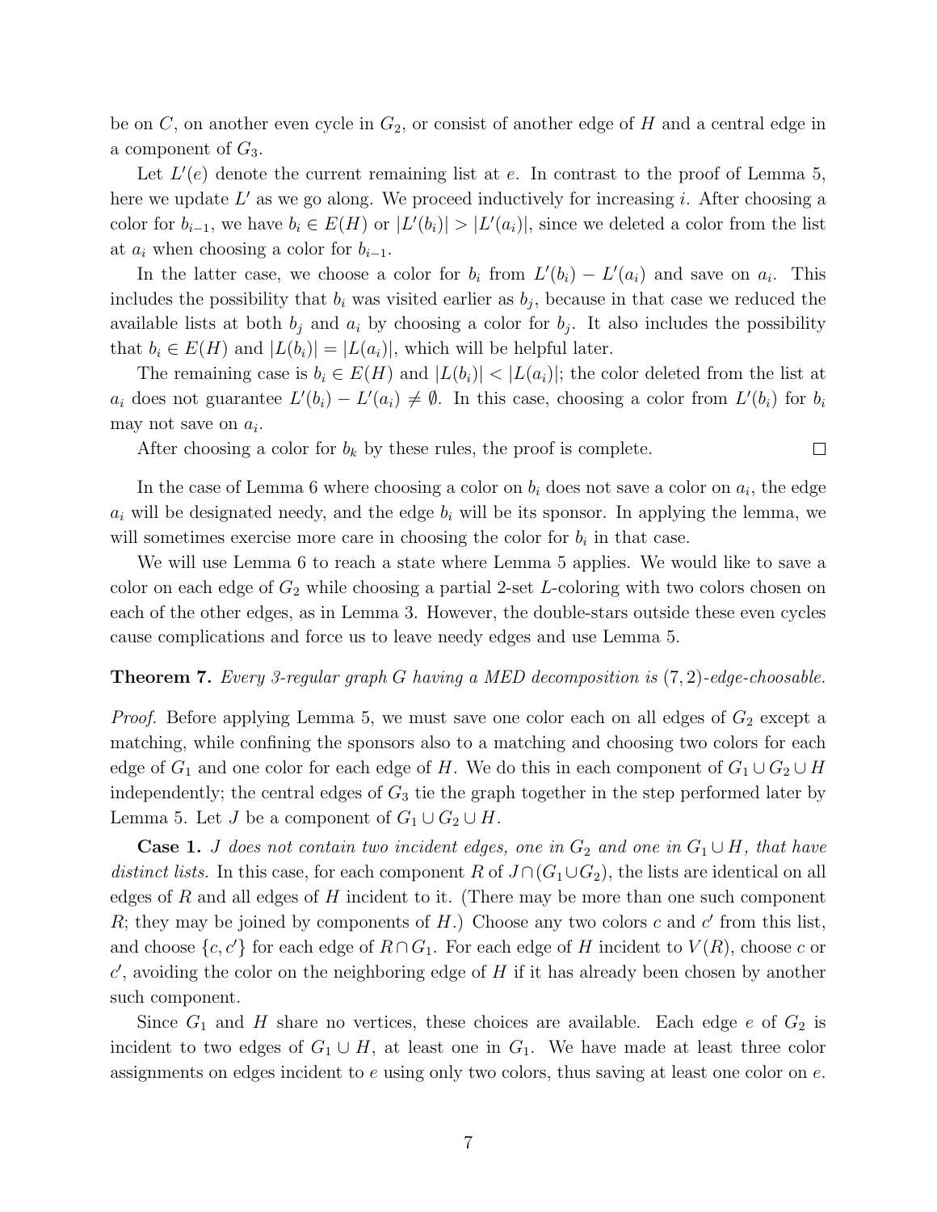be on $C$, on another even cycle in $G_2$, or consist of another edge of $H$ and a central edge in a component of $G_3$.

Let $L'(e)$ denote the current remaining list at $e$. In contrast to the proof of Lemma 5, here we update $L'$ as we go along. We proceed inductively for increasing $i$. After choosing a color for $b_{i-1}$, we have $b_i \in E(H)$ or $|L'(b_i)| > |L'(a_i)|$, since we deleted a color from the list at $a_i$ when choosing a color for $b_{i-1}$.

In the latter case, we choose a color for $b_i$ from $L'(b_i) - L'(a_i)$ and save on $a_i$. This includes the possibility that $b_i$ was visited earlier as $b_j$, because in that case we reduced the available lists at both $b_j$ and $a_i$ by choosing a color for $b_j$. It also includes the possibility that $b_i \in E(H)$ and $|L(b_i)| = |L(a_i)|$, which will be helpful later.

The remaining case is $b_i \in E(H)$ and $|L(b_i)| < |L(a_i)|$; the color deleted from the list at $a_i$ does not guarantee $L'(b_i) - L'(a_i) \neq \emptyset$. In this case, choosing a color from $L'(b_i)$ for $b_i$ may not save on $a_i$.

After choosing a color for $b_k$ by these rules, the proof is complete. □

In the case of Lemma 6 where choosing a color on $b_i$ does not save a color on $a_i$, the edge $a_i$ will be designated needy, and the edge $b_i$ will be its sponsor. In applying the lemma, we will sometimes exercise more care in choosing the color for $b_i$ in that case.

We will use Lemma 6 to reach a state where Lemma 5 applies. We would like to save a color on each edge of $G_2$ while choosing a partial 2-set $L$-coloring with two colors chosen on each of the other edges, as in Lemma 3. However, the double-stars outside these even cycles cause complications and force us to leave needy edges and use Lemma 5.

**Theorem 7.** *Every 3-regular graph $G$ having a MED decomposition is $(7, 2)$-edge-choosable.*

*Proof.* Before applying Lemma 5, we must save one color each on all edges of $G_2$ except a matching, while confining the sponsors also to a matching and choosing two colors for each edge of $G_1$ and one color for each edge of $H$. We do this in each component of $G_1 \cup G_2 \cup H$ independently; the central edges of $G_3$ tie the graph together in the step performed later by Lemma 5. Let $J$ be a component of $G_1 \cup G_2 \cup H$.

**Case 1.** *$J$ does not contain two incident edges, one in $G_2$ and one in $G_1 \cup H$, that have distinct lists.* In this case, for each component $R$ of $J \cap (G_1 \cup G_2)$, the lists are identical on all edges of $R$ and all edges of $H$ incident to it. (There may be more than one such component $R$; they may be joined by components of $H$.) Choose any two colors $c$ and $c'$ from this list, and choose $\{c, c'\}$ for each edge of $R \cap G_1$. For each edge of $H$ incident to $V(R)$, choose $c$ or $c'$, avoiding the color on the neighboring edge of $H$ if it has already been chosen by another such component.

Since $G_1$ and $H$ share no vertices, these choices are available. Each edge $e$ of $G_2$ is incident to two edges of $G_1 \cup H$, at least one in $G_1$. We have made at least three color assignments on edges incident to $e$ using only two colors, thus saving at least one color on $e$.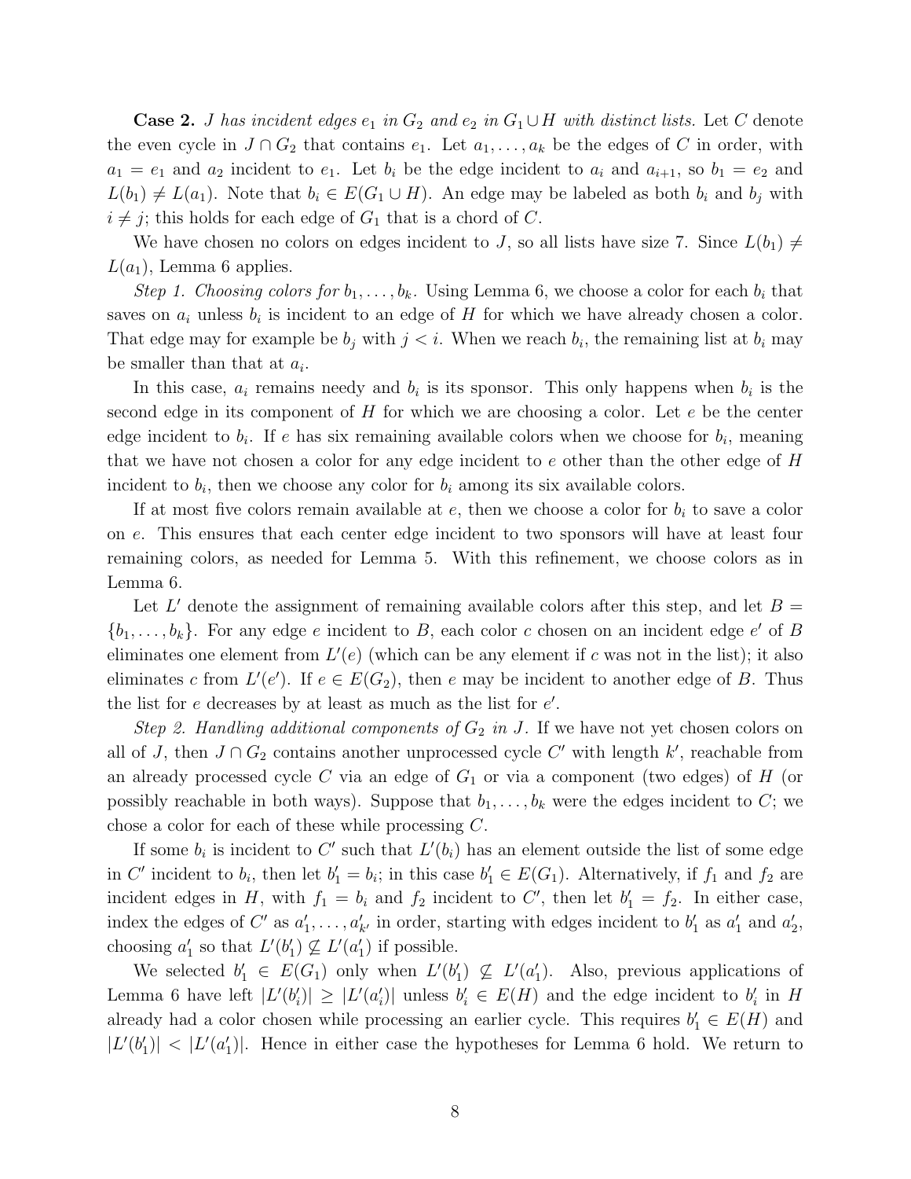**Case 2.** *$J$ has incident edges $e_1$ in $G_2$ and $e_2$ in $G_1 \cup H$ with distinct lists.* Let $C$ denote the even cycle in $J \cap G_2$ that contains $e_1$. Let $a_1, \ldots, a_k$ be the edges of $C$ in order, with $a_1 = e_1$ and $a_2$ incident to $e_1$. Let $b_i$ be the edge incident to $a_i$ and $a_{i+1}$, so $b_1 = e_2$ and $L(b_1) \neq L(a_1)$. Note that $b_i \in E(G_1 \cup H)$. An edge may be labeled as both $b_i$ and $b_j$ with $i \neq j$; this holds for each edge of $G_1$ that is a chord of $C$.

We have chosen no colors on edges incident to $J$, so all lists have size 7. Since $L(b_1) \neq L(a_1)$, Lemma 6 applies.

*Step 1. Choosing colors for $b_1, \ldots, b_k$.* Using Lemma 6, we choose a color for each $b_i$ that saves on $a_i$ unless $b_i$ is incident to an edge of $H$ for which we have already chosen a color. That edge may for example be $b_j$ with $j < i$. When we reach $b_i$, the remaining list at $b_i$ may be smaller than that at $a_i$.

In this case, $a_i$ remains needy and $b_i$ is its sponsor. This only happens when $b_i$ is the second edge in its component of $H$ for which we are choosing a color. Let $e$ be the center edge incident to $b_i$. If $e$ has six remaining available colors when we choose for $b_i$, meaning that we have not chosen a color for any edge incident to $e$ other than the other edge of $H$ incident to $b_i$, then we choose any color for $b_i$ among its six available colors.

If at most five colors remain available at $e$, then we choose a color for $b_i$ to save a color on $e$. This ensures that each center edge incident to two sponsors will have at least four remaining colors, as needed for Lemma 5. With this refinement, we choose colors as in Lemma 6.

Let $L'$ denote the assignment of remaining available colors after this step, and let $B = \{b_1, \ldots, b_k\}$. For any edge $e$ incident to $B$, each color $c$ chosen on an incident edge $e'$ of $B$ eliminates one element from $L'(e)$ (which can be any element if $c$ was not in the list); it also eliminates $c$ from $L'(e')$. If $e \in E(G_2)$, then $e$ may be incident to another edge of $B$. Thus the list for $e$ decreases by at least as much as the list for $e'$.

*Step 2. Handling additional components of $G_2$ in $J$.* If we have not yet chosen colors on all of $J$, then $J \cap G_2$ contains another unprocessed cycle $C'$ with length $k'$, reachable from an already processed cycle $C$ via an edge of $G_1$ or via a component (two edges) of $H$ (or possibly reachable in both ways). Suppose that $b_1, \ldots, b_k$ were the edges incident to $C$; we chose a color for each of these while processing $C$.

If some $b_i$ is incident to $C'$ such that $L'(b_i)$ has an element outside the list of some edge in $C'$ incident to $b_i$, then let $b'_1 = b_i$; in this case $b'_1 \in E(G_1)$. Alternatively, if $f_1$ and $f_2$ are incident edges in $H$, with $f_1 = b_i$ and $f_2$ incident to $C'$, then let $b'_1 = f_2$. In either case, index the edges of $C'$ as $a'_1, \ldots, a'_{k'}$ in order, starting with edges incident to $b'_1$ as $a'_1$ and $a'_2$, choosing $a'_1$ so that $L'(b'_1) \not\subseteq L'(a'_1)$ if possible.

We selected $b'_1 \in E(G_1)$ only when $L'(b'_1) \not\subseteq L'(a'_1)$. Also, previous applications of Lemma 6 have left $|L'(b'_i)| \geq |L'(a'_i)|$ unless $b'_i \in E(H)$ and the edge incident to $b'_i$ in $H$ already had a color chosen while processing an earlier cycle. This requires $b'_1 \in E(H)$ and $|L'(b'_1)| < |L'(a'_1)|$. Hence in either case the hypotheses for Lemma 6 hold. We return to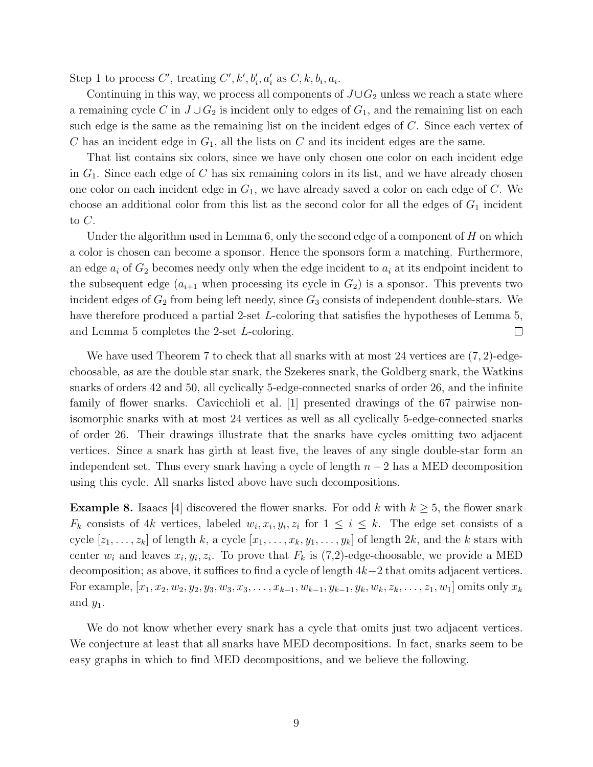Step 1 to process $C'$, treating $C', k', b'_i, a'_i$ as $C, k, b_i, a_i$.

Continuing in this way, we process all components of $J \cup G_2$ unless we reach a state where a remaining cycle $C$ in $J \cup G_2$ is incident only to edges of $G_1$, and the remaining list on each such edge is the same as the remaining list on the incident edges of $C$. Since each vertex of $C$ has an incident edge in $G_1$, all the lists on $C$ and its incident edges are the same.

That list contains six colors, since we have only chosen one color on each incident edge in $G_1$. Since each edge of $C$ has six remaining colors in its list, and we have already chosen one color on each incident edge in $G_1$, we have already saved a color on each edge of $C$. We choose an additional color from this list as the second color for all the edges of $G_1$ incident to $C$.

Under the algorithm used in Lemma 6, only the second edge of a component of $H$ on which a color is chosen can become a sponsor. Hence the sponsors form a matching. Furthermore, an edge $a_i$ of $G_2$ becomes needy only when the edge incident to $a_i$ at its endpoint incident to the subsequent edge ($a_{i+1}$ when processing its cycle in $G_2$) is a sponsor. This prevents two incident edges of $G_2$ from being left needy, since $G_3$ consists of independent double-stars. We have therefore produced a partial 2-set $L$-coloring that satisfies the hypotheses of Lemma 5, and Lemma 5 completes the 2-set $L$-coloring. □

We have used Theorem 7 to check that all snarks with at most 24 vertices are $(7, 2)$-edge-choosable, as are the double star snark, the Szekeres snark, the Goldberg snark, the Watkins snarks of orders 42 and 50, all cyclically 5-edge-connected snarks of order 26, and the infinite family of flower snarks. Cavicchioli et al. [1] presented drawings of the 67 pairwise non-isomorphic snarks with at most 24 vertices as well as all cyclically 5-edge-connected snarks of order 26. Their drawings illustrate that the snarks have cycles omitting two adjacent vertices. Since a snark has girth at least five, the leaves of any single double-star form an independent set. Thus every snark having a cycle of length $n-2$ has a MED decomposition using this cycle. All snarks listed above have such decompositions.

**Example 8.** Isaacs [4] discovered the flower snarks. For odd $k$ with $k \geq 5$, the flower snark $F_k$ consists of $4k$ vertices, labeled $w_i, x_i, y_i, z_i$ for $1 \leq i \leq k$. The edge set consists of a cycle $[z_1, \ldots, z_k]$ of length $k$, a cycle $[x_1, \ldots, x_k, y_1, \ldots, y_k]$ of length $2k$, and the $k$ stars with center $w_i$ and leaves $x_i, y_i, z_i$. To prove that $F_k$ is (7,2)-edge-choosable, we provide a MED decomposition; as above, it suffices to find a cycle of length $4k-2$ that omits adjacent vertices. For example, $[x_1, x_2, w_2, y_2, y_3, w_3, x_3, \ldots, x_{k-1}, w_{k-1}, y_{k-1}, y_k, w_k, z_k, \ldots, z_1, w_1]$ omits only $x_k$ and $y_1$.

We do not know whether every snark has a cycle that omits just two adjacent vertices. We conjecture at least that all snarks have MED decompositions. In fact, snarks seem to be easy graphs in which to find MED decompositions, and we believe the following.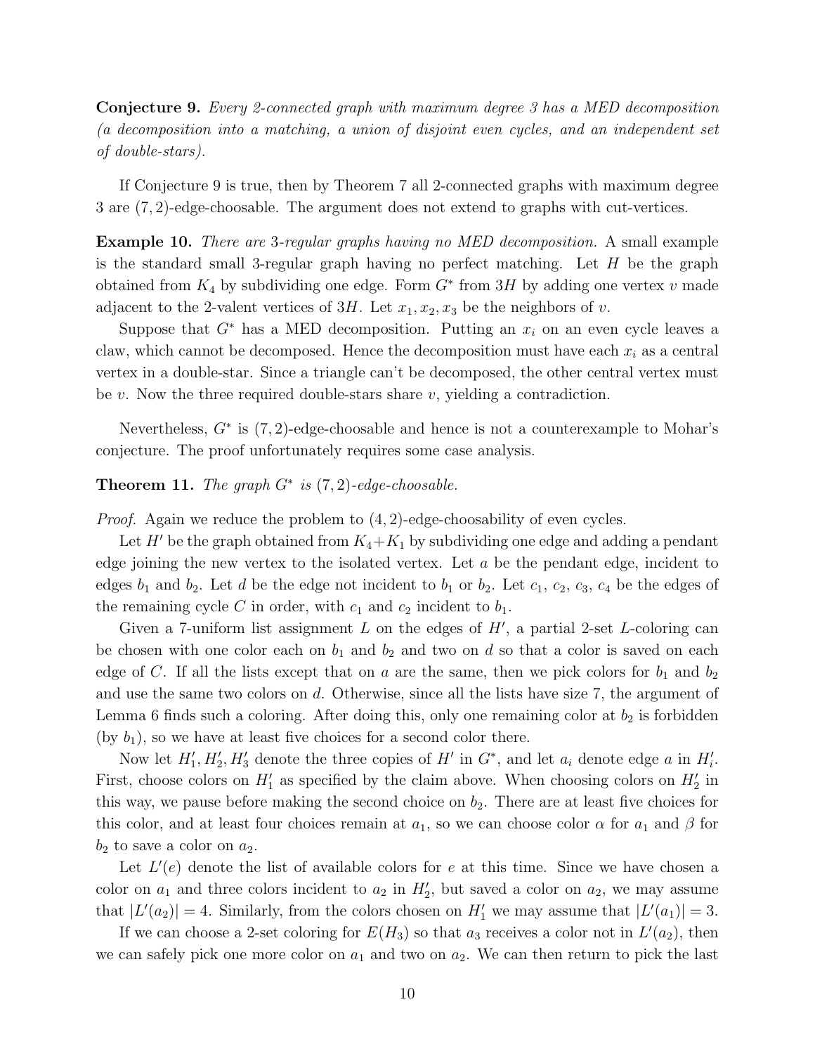**Conjecture 9.** *Every 2-connected graph with maximum degree 3 has a MED decomposition (a decomposition into a matching, a union of disjoint even cycles, and an independent set of double-stars).*

If Conjecture 9 is true, then by Theorem 7 all 2-connected graphs with maximum degree 3 are $(7,2)$-edge-choosable. The argument does not extend to graphs with cut-vertices.

**Example 10.** *There are* 3*-regular graphs having no MED decomposition.* A small example is the standard small 3-regular graph having no perfect matching. Let $H$ be the graph obtained from $K_4$ by subdividing one edge. Form $G^*$ from $3H$ by adding one vertex $v$ made adjacent to the 2-valent vertices of $3H$. Let $x_1, x_2, x_3$ be the neighbors of $v$.

Suppose that $G^*$ has a MED decomposition. Putting an $x_i$ on an even cycle leaves a claw, which cannot be decomposed. Hence the decomposition must have each $x_i$ as a central vertex in a double-star. Since a triangle can't be decomposed, the other central vertex must be $v$. Now the three required double-stars share $v$, yielding a contradiction.

Nevertheless, $G^*$ is $(7,2)$-edge-choosable and hence is not a counterexample to Mohar's conjecture. The proof unfortunately requires some case analysis.

**Theorem 11.** *The graph $G^*$ is $(7,2)$-edge-choosable.*

*Proof.* Again we reduce the problem to $(4,2)$-edge-choosability of even cycles.

Let $H'$ be the graph obtained from $K_4+K_1$ by subdividing one edge and adding a pendant edge joining the new vertex to the isolated vertex. Let $a$ be the pendant edge, incident to edges $b_1$ and $b_2$. Let $d$ be the edge not incident to $b_1$ or $b_2$. Let $c_1$, $c_2$, $c_3$, $c_4$ be the edges of the remaining cycle $C$ in order, with $c_1$ and $c_2$ incident to $b_1$.

Given a 7-uniform list assignment $L$ on the edges of $H'$, a partial 2-set $L$-coloring can be chosen with one color each on $b_1$ and $b_2$ and two on $d$ so that a color is saved on each edge of $C$. If all the lists except that on $a$ are the same, then we pick colors for $b_1$ and $b_2$ and use the same two colors on $d$. Otherwise, since all the lists have size 7, the argument of Lemma 6 finds such a coloring. After doing this, only one remaining color at $b_2$ is forbidden (by $b_1$), so we have at least five choices for a second color there.

Now let $H_1', H_2', H_3'$ denote the three copies of $H'$ in $G^*$, and let $a_i$ denote edge $a$ in $H_i'$. First, choose colors on $H_1'$ as specified by the claim above. When choosing colors on $H_2'$ in this way, we pause before making the second choice on $b_2$. There are at least five choices for this color, and at least four choices remain at $a_1$, so we can choose color $\alpha$ for $a_1$ and $\beta$ for $b_2$ to save a color on $a_2$.

Let $L'(e)$ denote the list of available colors for $e$ at this time. Since we have chosen a color on $a_1$ and three colors incident to $a_2$ in $H_2'$, but saved a color on $a_2$, we may assume that $|L'(a_2)| = 4$. Similarly, from the colors chosen on $H_1'$ we may assume that $|L'(a_1)| = 3$.

If we can choose a 2-set coloring for $E(H_3)$ so that $a_3$ receives a color not in $L'(a_2)$, then we can safely pick one more color on $a_1$ and two on $a_2$. We can then return to pick the last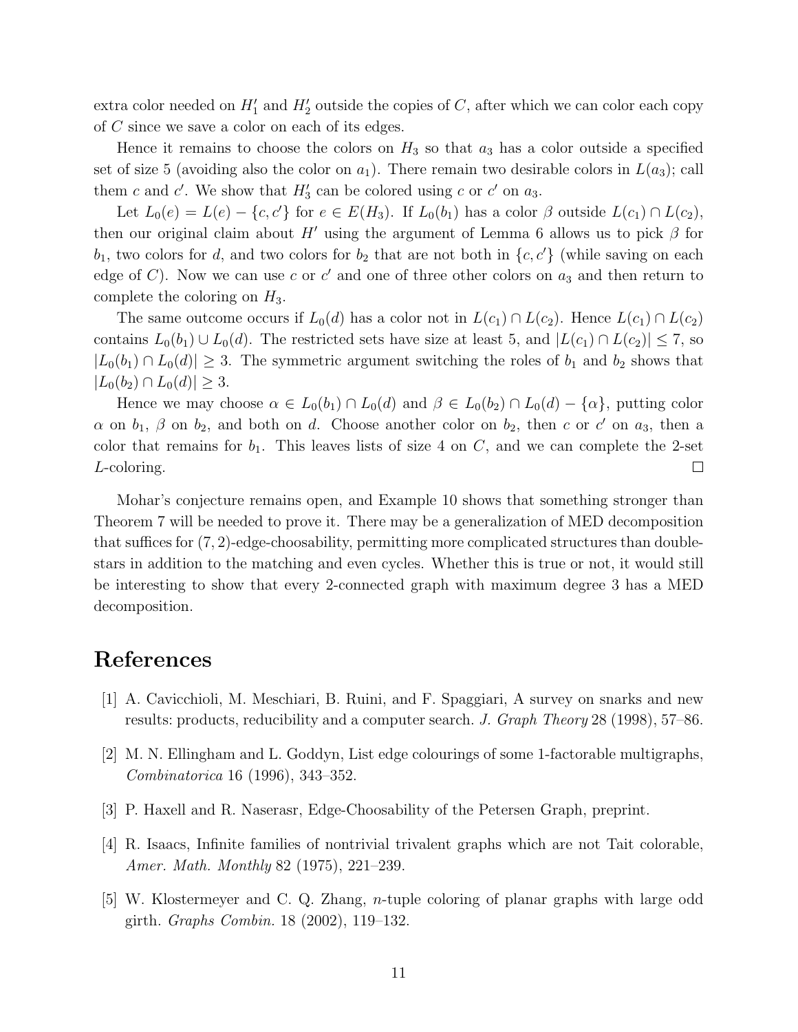extra color needed on $H_1'$ and $H_2'$ outside the copies of $C$, after which we can color each copy of $C$ since we save a color on each of its edges.

Hence it remains to choose the colors on $H_3$ so that $a_3$ has a color outside a specified set of size 5 (avoiding also the color on $a_1$). There remain two desirable colors in $L(a_3)$; call them $c$ and $c'$. We show that $H_3'$ can be colored using $c$ or $c'$ on $a_3$.

Let $L_0(e) = L(e) - \{c, c'\}$ for $e \in E(H_3)$. If $L_0(b_1)$ has a color $\beta$ outside $L(c_1) \cap L(c_2)$, then our original claim about $H'$ using the argument of Lemma 6 allows us to pick $\beta$ for $b_1$, two colors for $d$, and two colors for $b_2$ that are not both in $\{c, c'\}$ (while saving on each edge of $C$). Now we can use $c$ or $c'$ and one of three other colors on $a_3$ and then return to complete the coloring on $H_3$.

The same outcome occurs if $L_0(d)$ has a color not in $L(c_1) \cap L(c_2)$. Hence $L(c_1) \cap L(c_2)$ contains $L_0(b_1) \cup L_0(d)$. The restricted sets have size at least 5, and $|L(c_1) \cap L(c_2)| \le 7$, so $|L_0(b_1) \cap L_0(d)| \ge 3$. The symmetric argument switching the roles of $b_1$ and $b_2$ shows that $|L_0(b_2) \cap L_0(d)| \ge 3$.

Hence we may choose $\alpha \in L_0(b_1) \cap L_0(d)$ and $\beta \in L_0(b_2) \cap L_0(d) - \{\alpha\}$, putting color $\alpha$ on $b_1$, $\beta$ on $b_2$, and both on $d$. Choose another color on $b_2$, then $c$ or $c'$ on $a_3$, then a color that remains for $b_1$. This leaves lists of size 4 on $C$, and we can complete the 2-set $L$-coloring. □

Mohar's conjecture remains open, and Example 10 shows that something stronger than Theorem 7 will be needed to prove it. There may be a generalization of MED decomposition that suffices for $(7, 2)$-edge-choosability, permitting more complicated structures than double-stars in addition to the matching and even cycles. Whether this is true or not, it would still be interesting to show that every 2-connected graph with maximum degree 3 has a MED decomposition.

# References

[1] A. Cavicchioli, M. Meschiari, B. Ruini, and F. Spaggiari, A survey on snarks and new results: products, reducibility and a computer search. *J. Graph Theory* 28 (1998), 57–86.

[2] M. N. Ellingham and L. Goddyn, List edge colourings of some 1-factorable multigraphs, *Combinatorica* 16 (1996), 343–352.

[3] P. Haxell and R. Naserasr, Edge-Choosability of the Petersen Graph, preprint.

[4] R. Isaacs, Infinite families of nontrivial trivalent graphs which are not Tait colorable, *Amer. Math. Monthly* 82 (1975), 221–239.

[5] W. Klostermeyer and C. Q. Zhang, $n$-tuple coloring of planar graphs with large odd girth. *Graphs Combin.* 18 (2002), 119–132.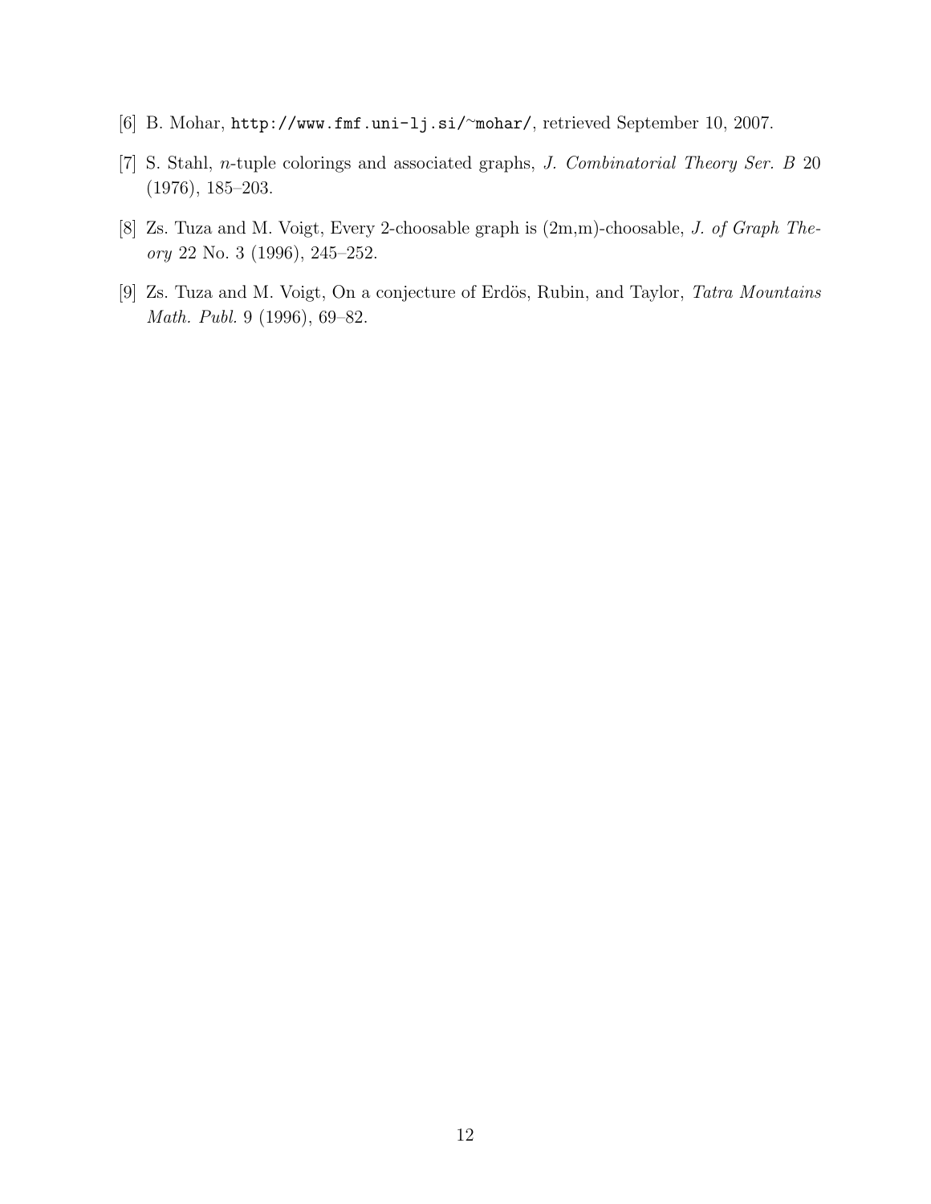[6] B. Mohar, `http://www.fmf.uni-lj.si/~mohar/`, retrieved September 10, 2007.

[7] S. Stahl, $n$-tuple colorings and associated graphs, *J. Combinatorial Theory Ser. B* 20 (1976), 185–203.

[8] Zs. Tuza and M. Voigt, Every 2-choosable graph is (2m,m)-choosable, *J. of Graph Theory* 22 No. 3 (1996), 245–252.

[9] Zs. Tuza and M. Voigt, On a conjecture of Erdös, Rubin, and Taylor, *Tatra Mountains Math. Publ.* 9 (1996), 69–82.